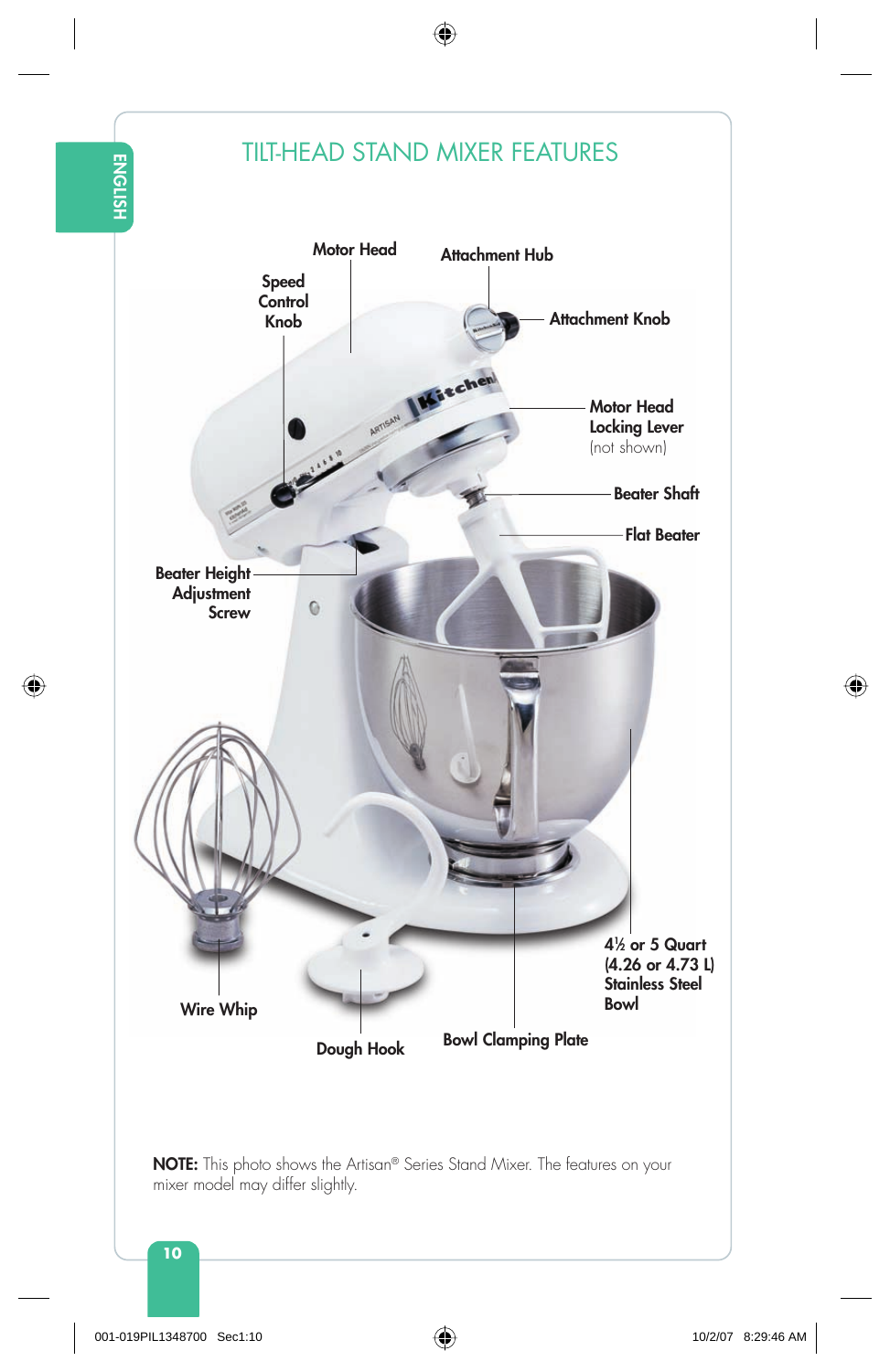# TILT-HEAD STAND MIXER FEATURES

Motor Head

Attachment Hub

Speed Control Knob

Attachment Knob

Motor Head Locking Lever (not shown)

Beater Shaft

Flat Beater

Beater Height Adjustment Screw

4½ or 5 Quart (4.26 or 4.73 L) Stainless Steel Bowl

Wire Whip

Dough Hook

Bowl Clamping Plate

**NOTE:** This photo shows the Artisan® Series Stand Mixer. The features on your mixer model may differ slightly.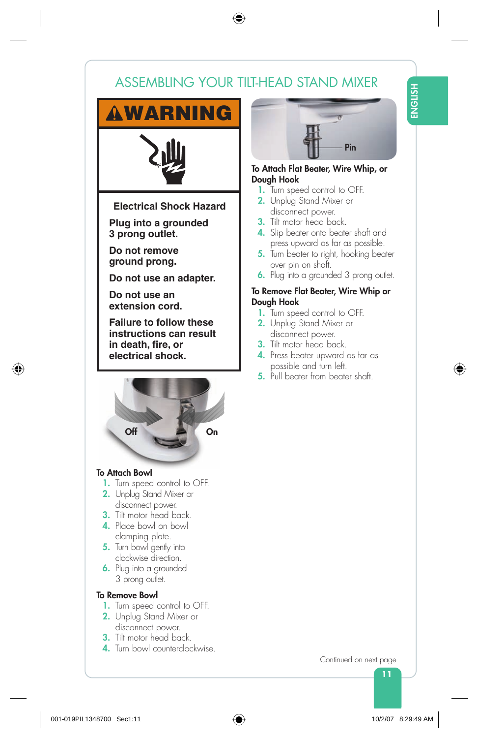# ASSEMBLING YOUR TILT-HEAD STAND MIXER

**⚠WARNING**

**Electrical Shock Hazard**

**Plug into a grounded 3 prong outlet.**

**Do not remove ground prong.**

**Do not use an adapter.**

**Do not use an extension cord.**

**Failure to follow these instructions can result in death, fire, or electrical shock.**

Off On

### To Attach Bowl

1. Turn speed control to OFF.
2. Unplug Stand Mixer or disconnect power.
3. Tilt motor head back.
4. Place bowl on bowl clamping plate.
5. Turn bowl gently into clockwise direction.
6. Plug into a grounded 3 prong outlet.

### To Remove Bowl

1. Turn speed control to OFF.
2. Unplug Stand Mixer or disconnect power.
3. Tilt motor head back.
4. Turn bowl counterclockwise.

Pin

### To Attach Flat Beater, Wire Whip, or Dough Hook

1. Turn speed control to OFF.
2. Unplug Stand Mixer or disconnect power.
3. Tilt motor head back.
4. Slip beater onto beater shaft and press upward as far as possible.
5. Turn beater to right, hooking beater over pin on shaft.
6. Plug into a grounded 3 prong outlet.

### To Remove Flat Beater, Wire Whip or Dough Hook

1. Turn speed control to OFF.
2. Unplug Stand Mixer or disconnect power.
3. Tilt motor head back.
4. Press beater upward as far as possible and turn left.
5. Pull beater from beater shaft.

Continued on next page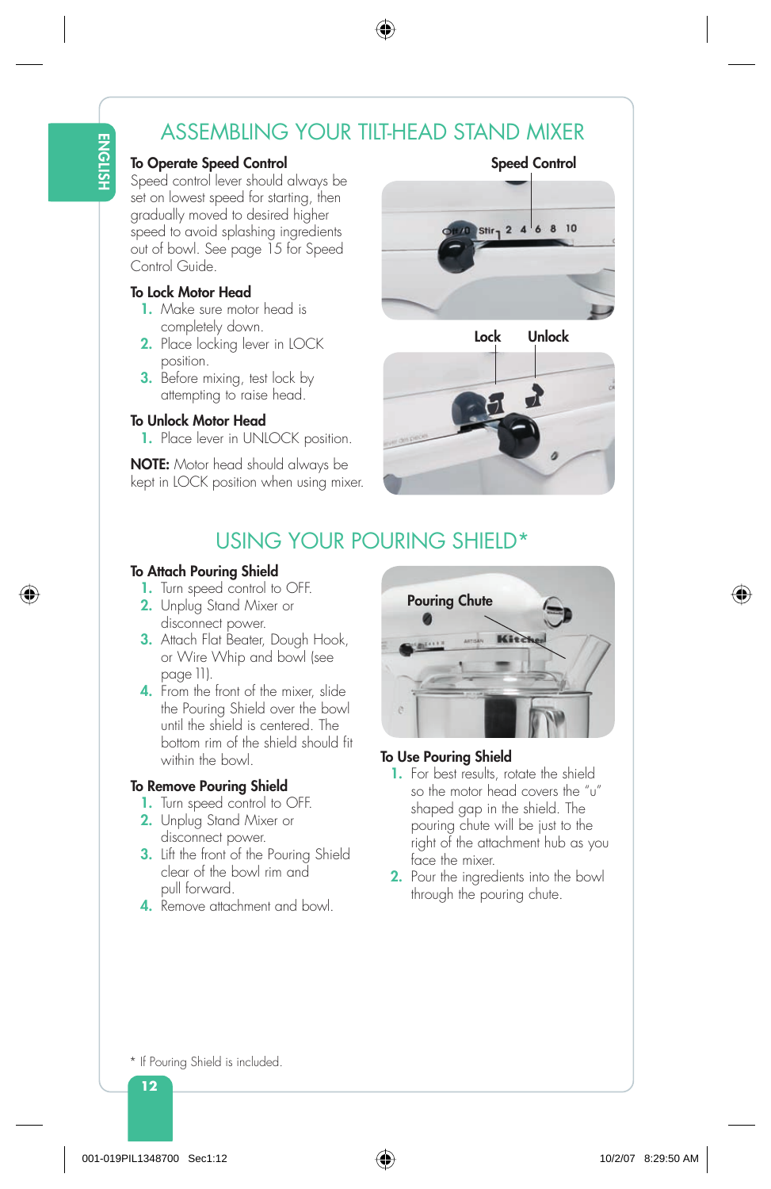# ASSEMBLING YOUR TILT-HEAD STAND MIXER

### To Operate Speed Control

Speed control lever should always be set on lowest speed for starting, then gradually moved to desired higher speed to avoid splashing ingredients out of bowl. See page 15 for Speed Control Guide.

### To Lock Motor Head

1. Make sure motor head is completely down.
2. Place locking lever in LOCK position.
3. Before mixing, test lock by attempting to raise head.

### To Unlock Motor Head

1. Place lever in UNLOCK position.

**NOTE:** Motor head should always be kept in LOCK position when using mixer.

Speed Control

Lock Unlock

# USING YOUR POURING SHIELD*

### To Attach Pouring Shield

1. Turn speed control to OFF.
2. Unplug Stand Mixer or disconnect power.
3. Attach Flat Beater, Dough Hook, or Wire Whip and bowl (see page 11).
4. From the front of the mixer, slide the Pouring Shield over the bowl until the shield is centered. The bottom rim of the shield should fit within the bowl.

### To Remove Pouring Shield

1. Turn speed control to OFF.
2. Unplug Stand Mixer or disconnect power.
3. Lift the front of the Pouring Shield clear of the bowl rim and pull forward.
4. Remove attachment and bowl.

Pouring Chute

### To Use Pouring Shield

1. For best results, rotate the shield so the motor head covers the "u" shaped gap in the shield. The pouring chute will be just to the right of the attachment hub as you face the mixer.
2. Pour the ingredients into the bowl through the pouring chute.

* If Pouring Shield is included.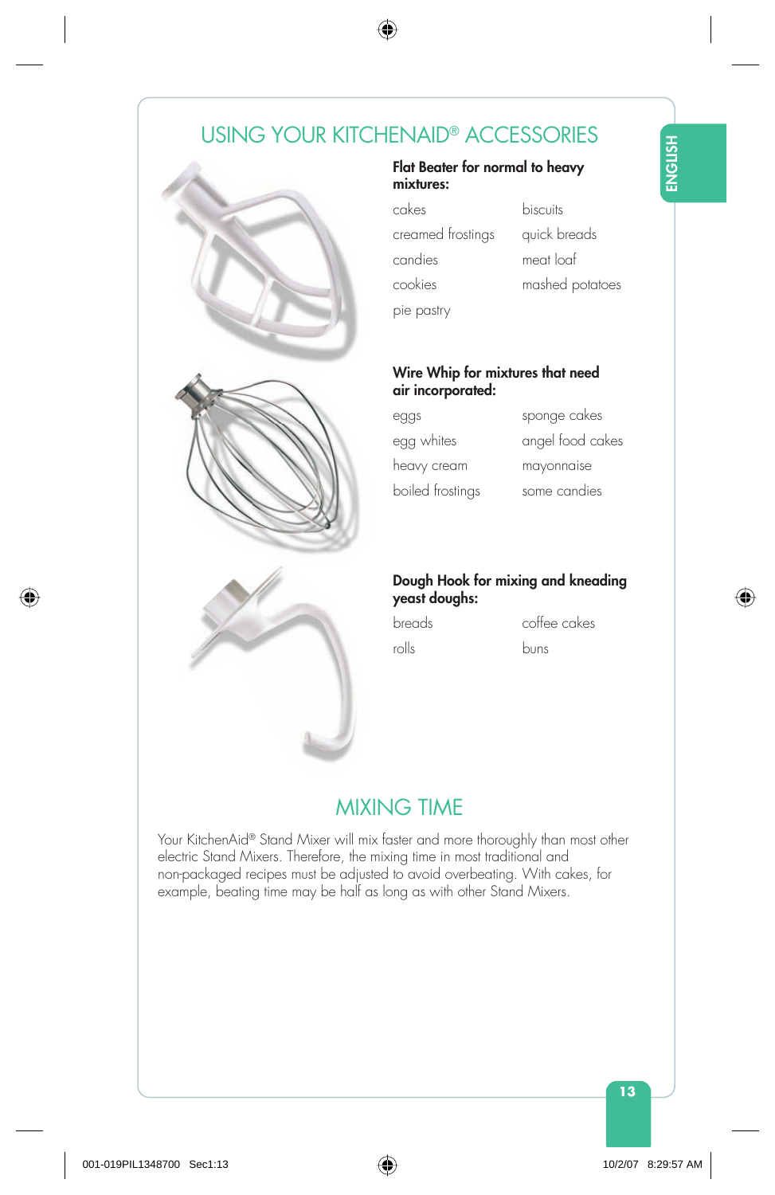# USING YOUR KITCHENAID® ACCESSORIES

**Flat Beater for normal to heavy mixtures:**

| | |
|---|---|
| cakes | biscuits |
| creamed frostings | quick breads |
| candies | meat loaf |
| cookies | mashed potatoes |
| pie pastry | |

**Wire Whip for mixtures that need air incorporated:**

| | |
|---|---|
| eggs | sponge cakes |
| egg whites | angel food cakes |
| heavy cream | mayonnaise |
| boiled frostings | some candies |

**Dough Hook for mixing and kneading yeast doughs:**

| | |
|---|---|
| breads | coffee cakes |
| rolls | buns |

# MIXING TIME

Your KitchenAid® Stand Mixer will mix faster and more thoroughly than most other electric Stand Mixers. Therefore, the mixing time in most traditional and non-packaged recipes must be adjusted to avoid overbeating. With cakes, for example, beating time may be half as long as with other Stand Mixers.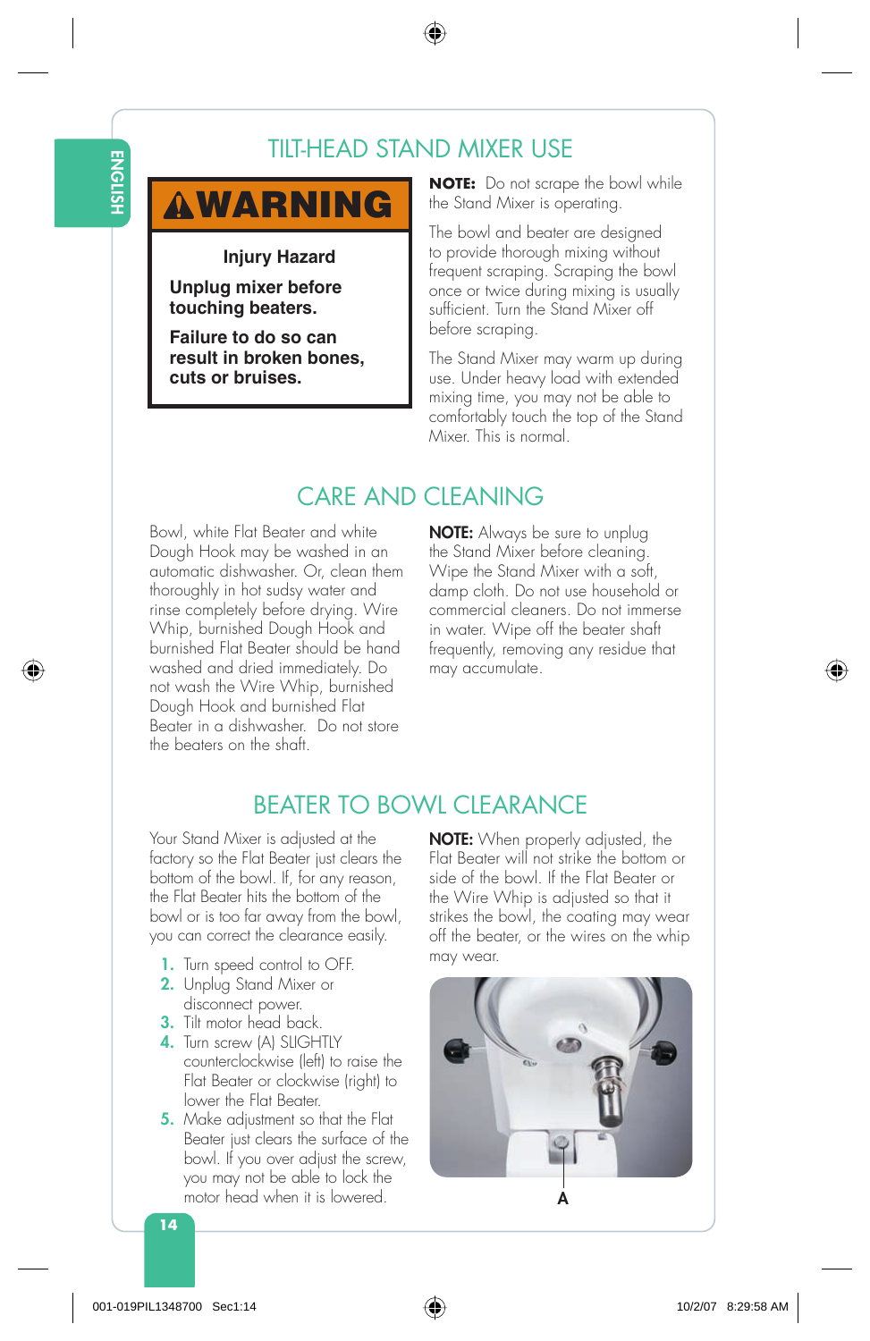# TILT-HEAD STAND MIXER USE

**⚠WARNING**

**Injury Hazard**

**Unplug mixer before touching beaters.**

**Failure to do so can result in broken bones, cuts or bruises.**

**NOTE:** Do not scrape the bowl while the Stand Mixer is operating.

The bowl and beater are designed to provide thorough mixing without frequent scraping. Scraping the bowl once or twice during mixing is usually sufficient. Turn the Stand Mixer off before scraping.

The Stand Mixer may warm up during use. Under heavy load with extended mixing time, you may not be able to comfortably touch the top of the Stand Mixer. This is normal.

# CARE AND CLEANING

Bowl, white Flat Beater and white Dough Hook may be washed in an automatic dishwasher. Or, clean them thoroughly in hot sudsy water and rinse completely before drying. Wire Whip, burnished Dough Hook and burnished Flat Beater should be hand washed and dried immediately. Do not wash the Wire Whip, burnished Dough Hook and burnished Flat Beater in a dishwasher. Do not store the beaters on the shaft.

**NOTE:** Always be sure to unplug the Stand Mixer before cleaning. Wipe the Stand Mixer with a soft, damp cloth. Do not use household or commercial cleaners. Do not immerse in water. Wipe off the beater shaft frequently, removing any residue that may accumulate.

# BEATER TO BOWL CLEARANCE

Your Stand Mixer is adjusted at the factory so the Flat Beater just clears the bottom of the bowl. If, for any reason, the Flat Beater hits the bottom of the bowl or is too far away from the bowl, you can correct the clearance easily.

1. Turn speed control to OFF.
2. Unplug Stand Mixer or disconnect power.
3. Tilt motor head back.
4. Turn screw (A) SLIGHTLY counterclockwise (left) to raise the Flat Beater or clockwise (right) to lower the Flat Beater.
5. Make adjustment so that the Flat Beater just clears the surface of the bowl. If you over adjust the screw, you may not be able to lock the motor head when it is lowered.

**NOTE:** When properly adjusted, the Flat Beater will not strike the bottom or side of the bowl. If the Flat Beater or the Wire Whip is adjusted so that it strikes the bowl, the coating may wear off the beater, or the wires on the whip may wear.

A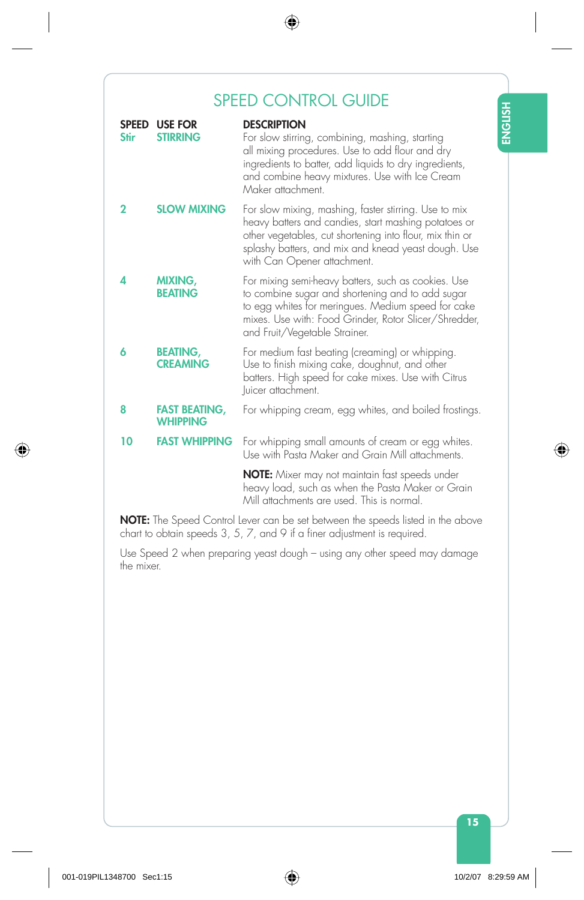# SPEED CONTROL GUIDE

| SPEED | USE FOR | DESCRIPTION |
|---|---|---|
| Stir | STIRRING | For slow stirring, combining, mashing, starting all mixing procedures. Use to add flour and dry ingredients to batter, add liquids to dry ingredients, and combine heavy mixtures. Use with Ice Cream Maker attachment. |
| 2 | SLOW MIXING | For slow mixing, mashing, faster stirring. Use to mix heavy batters and candies, start mashing potatoes or other vegetables, cut shortening into flour, mix thin or splashy batters, and mix and knead yeast dough. Use with Can Opener attachment. |
| 4 | MIXING, BEATING | For mixing semi-heavy batters, such as cookies. Use to combine sugar and shortening and to add sugar to egg whites for meringues. Medium speed for cake mixes. Use with: Food Grinder, Rotor Slicer/Shredder, and Fruit/Vegetable Strainer. |
| 6 | BEATING, CREAMING | For medium fast beating (creaming) or whipping. Use to finish mixing cake, doughnut, and other batters. High speed for cake mixes. Use with Citrus Juicer attachment. |
| 8 | FAST BEATING, WHIPPING | For whipping cream, egg whites, and boiled frostings. |
| 10 | FAST WHIPPING | For whipping small amounts of cream or egg whites. Use with Pasta Maker and Grain Mill attachments.<br><br>**NOTE:** Mixer may not maintain fast speeds under heavy load, such as when the Pasta Maker or Grain Mill attachments are used. This is normal. |

**NOTE:** The Speed Control Lever can be set between the speeds listed in the above chart to obtain speeds 3, 5, 7, and 9 if a finer adjustment is required.

Use Speed 2 when preparing yeast dough – using any other speed may damage the mixer.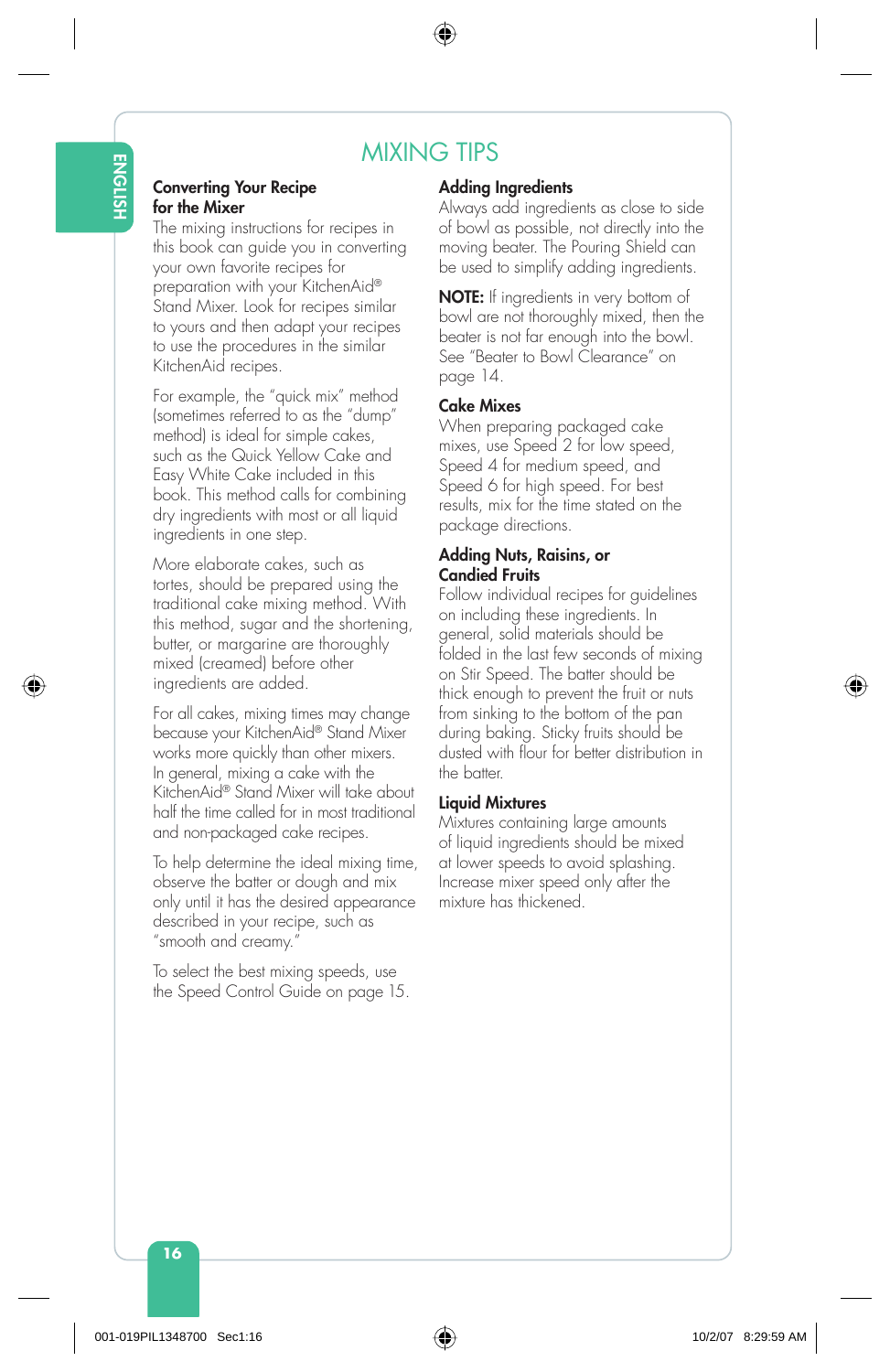# MIXING TIPS

## Converting Your Recipe for the Mixer

The mixing instructions for recipes in this book can guide you in converting your own favorite recipes for preparation with your KitchenAid® Stand Mixer. Look for recipes similar to yours and then adapt your recipes to use the procedures in the similar KitchenAid recipes.

For example, the "quick mix" method (sometimes referred to as the "dump" method) is ideal for simple cakes, such as the Quick Yellow Cake and Easy White Cake included in this book. This method calls for combining dry ingredients with most or all liquid ingredients in one step.

More elaborate cakes, such as tortes, should be prepared using the traditional cake mixing method. With this method, sugar and the shortening, butter, or margarine are thoroughly mixed (creamed) before other ingredients are added.

For all cakes, mixing times may change because your KitchenAid® Stand Mixer works more quickly than other mixers. In general, mixing a cake with the KitchenAid® Stand Mixer will take about half the time called for in most traditional and non-packaged cake recipes.

To help determine the ideal mixing time, observe the batter or dough and mix only until it has the desired appearance described in your recipe, such as "smooth and creamy."

To select the best mixing speeds, use the Speed Control Guide on page 15.

## Adding Ingredients

Always add ingredients as close to side of bowl as possible, not directly into the moving beater. The Pouring Shield can be used to simplify adding ingredients.

**NOTE:** If ingredients in very bottom of bowl are not thoroughly mixed, then the beater is not far enough into the bowl. See "Beater to Bowl Clearance" on page 14.

## Cake Mixes

When preparing packaged cake mixes, use Speed 2 for low speed, Speed 4 for medium speed, and Speed 6 for high speed. For best results, mix for the time stated on the package directions.

## Adding Nuts, Raisins, or Candied Fruits

Follow individual recipes for guidelines on including these ingredients. In general, solid materials should be folded in the last few seconds of mixing on Stir Speed. The batter should be thick enough to prevent the fruit or nuts from sinking to the bottom of the pan during baking. Sticky fruits should be dusted with flour for better distribution in the batter.

## Liquid Mixtures

Mixtures containing large amounts of liquid ingredients should be mixed at lower speeds to avoid splashing. Increase mixer speed only after the mixture has thickened.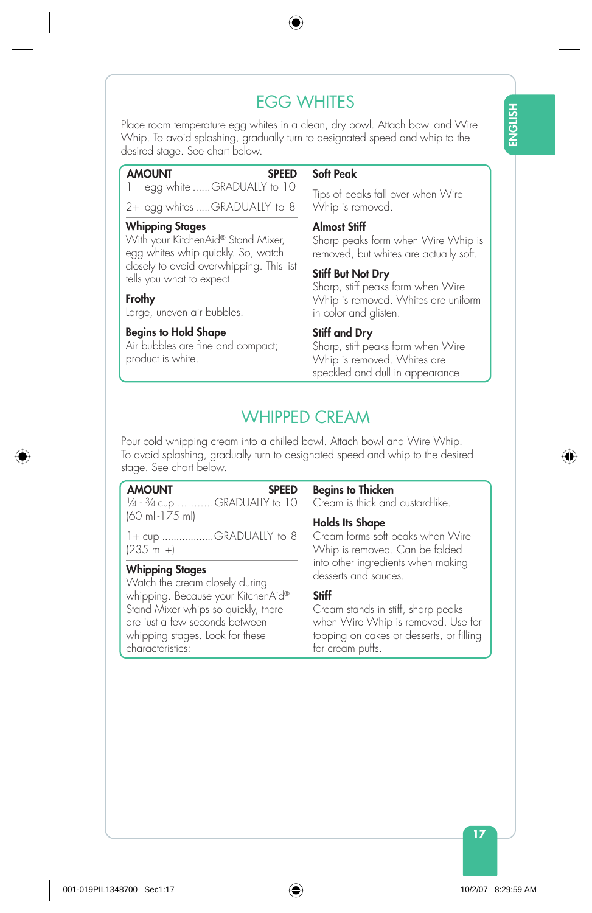## EGG WHITES

Place room temperature egg whites in a clean, dry bowl. Attach bowl and Wire Whip. To avoid splashing, gradually turn to designated speed and whip to the desired stage. See chart below.

| AMOUNT | SPEED |
|---|---|
| 1 egg white | GRADUALLY to 10 |
| 2+ egg whites | GRADUALLY to 8 |

**Whipping Stages**
With your KitchenAid® Stand Mixer, egg whites whip quickly. So, watch closely to avoid overwhipping. This list tells you what to expect.

**Frothy**
Large, uneven air bubbles.

**Begins to Hold Shape**
Air bubbles are fine and compact; product is white.

**Soft Peak**
Tips of peaks fall over when Wire Whip is removed.

**Almost Stiff**
Sharp peaks form when Wire Whip is removed, but whites are actually soft.

**Stiff But Not Dry**
Sharp, stiff peaks form when Wire Whip is removed. Whites are uniform in color and glisten.

**Stiff and Dry**
Sharp, stiff peaks form when Wire Whip is removed. Whites are speckled and dull in appearance.

## WHIPPED CREAM

Pour cold whipping cream into a chilled bowl. Attach bowl and Wire Whip. To avoid splashing, gradually turn to designated speed and whip to the desired stage. See chart below.

| AMOUNT | SPEED |
|---|---|
| ¼ - ¾ cup (60 ml-175 ml) | GRADUALLY to 10 |
| 1+ cup (235 ml +) | GRADUALLY to 8 |

**Whipping Stages**
Watch the cream closely during whipping. Because your KitchenAid® Stand Mixer whips so quickly, there are just a few seconds between whipping stages. Look for these characteristics:

**Begins to Thicken**
Cream is thick and custard-like.

**Holds Its Shape**
Cream forms soft peaks when Wire Whip is removed. Can be folded into other ingredients when making desserts and sauces.

**Stiff**
Cream stands in stiff, sharp peaks when Wire Whip is removed. Use for topping on cakes or desserts, or filling for cream puffs.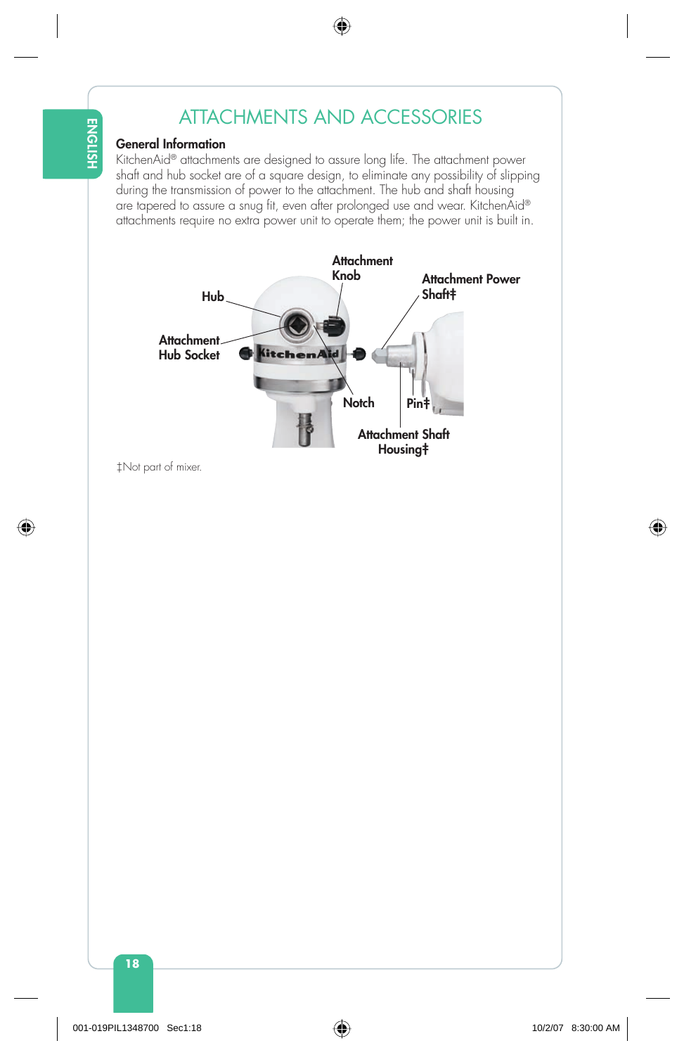# ATTACHMENTS AND ACCESSORIES

## General Information

KitchenAid® attachments are designed to assure long life. The attachment power shaft and hub socket are of a square design, to eliminate any possibility of slipping during the transmission of power to the attachment. The hub and shaft housing are tapered to assure a snug fit, even after prolonged use and wear. KitchenAid® attachments require no extra power unit to operate them; the power unit is built in.

Hub

Attachment Knob

Attachment Power Shaft‡

Attachment Hub Socket

Notch

Pin‡

Attachment Shaft Housing‡

‡Not part of mixer.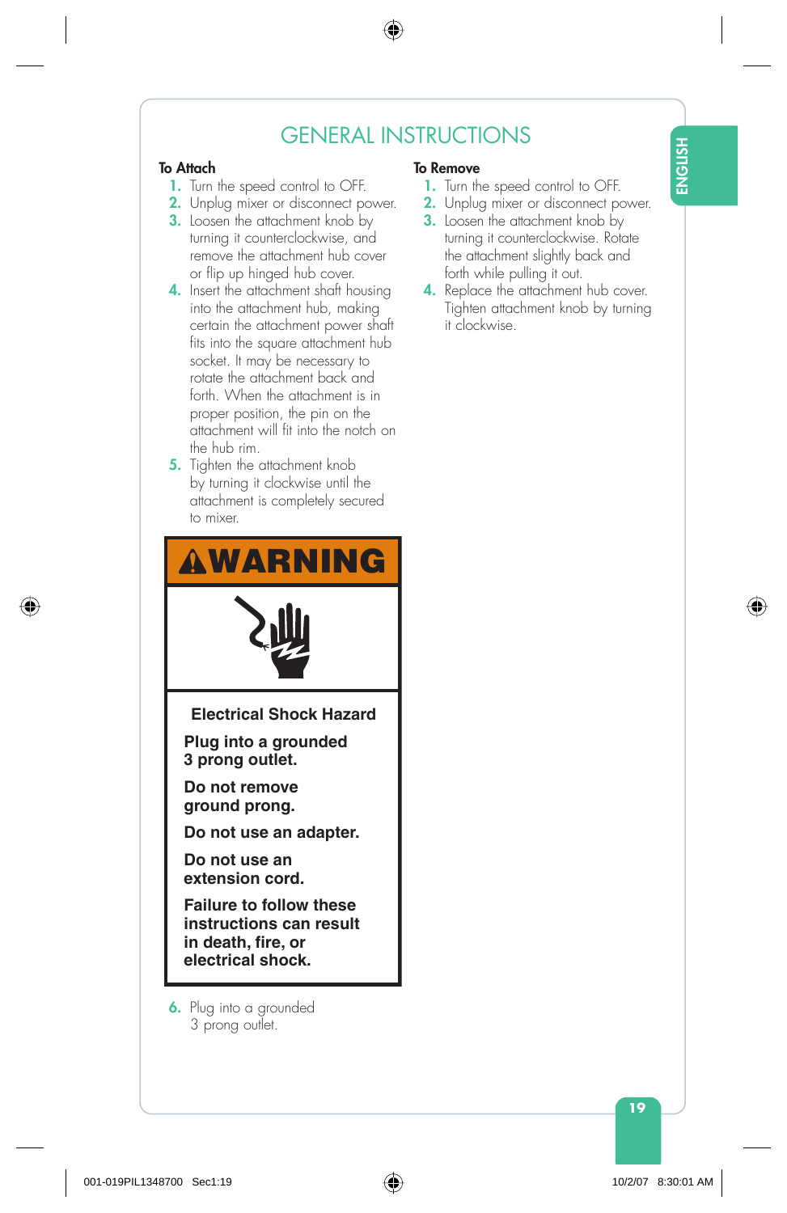## GENERAL INSTRUCTIONS

### To Attach

1. Turn the speed control to OFF.
2. Unplug mixer or disconnect power.
3. Loosen the attachment knob by turning it counterclockwise, and remove the attachment hub cover or flip up hinged hub cover.
4. Insert the attachment shaft housing into the attachment hub, making certain the attachment power shaft fits into the square attachment hub socket. It may be necessary to rotate the attachment back and forth. When the attachment is in proper position, the pin on the attachment will fit into the notch on the hub rim.
5. Tighten the attachment knob by turning it clockwise until the attachment is completely secured to mixer.

**⚠WARNING**

**Electrical Shock Hazard**

**Plug into a grounded 3 prong outlet.**

**Do not remove ground prong.**

**Do not use an adapter.**

**Do not use an extension cord.**

**Failure to follow these instructions can result in death, fire, or electrical shock.**

6. Plug into a grounded 3 prong outlet.

### To Remove

1. Turn the speed control to OFF.
2. Unplug mixer or disconnect power.
3. Loosen the attachment knob by turning it counterclockwise. Rotate the attachment slightly back and forth while pulling it out.
4. Replace the attachment hub cover. Tighten attachment knob by turning it clockwise.